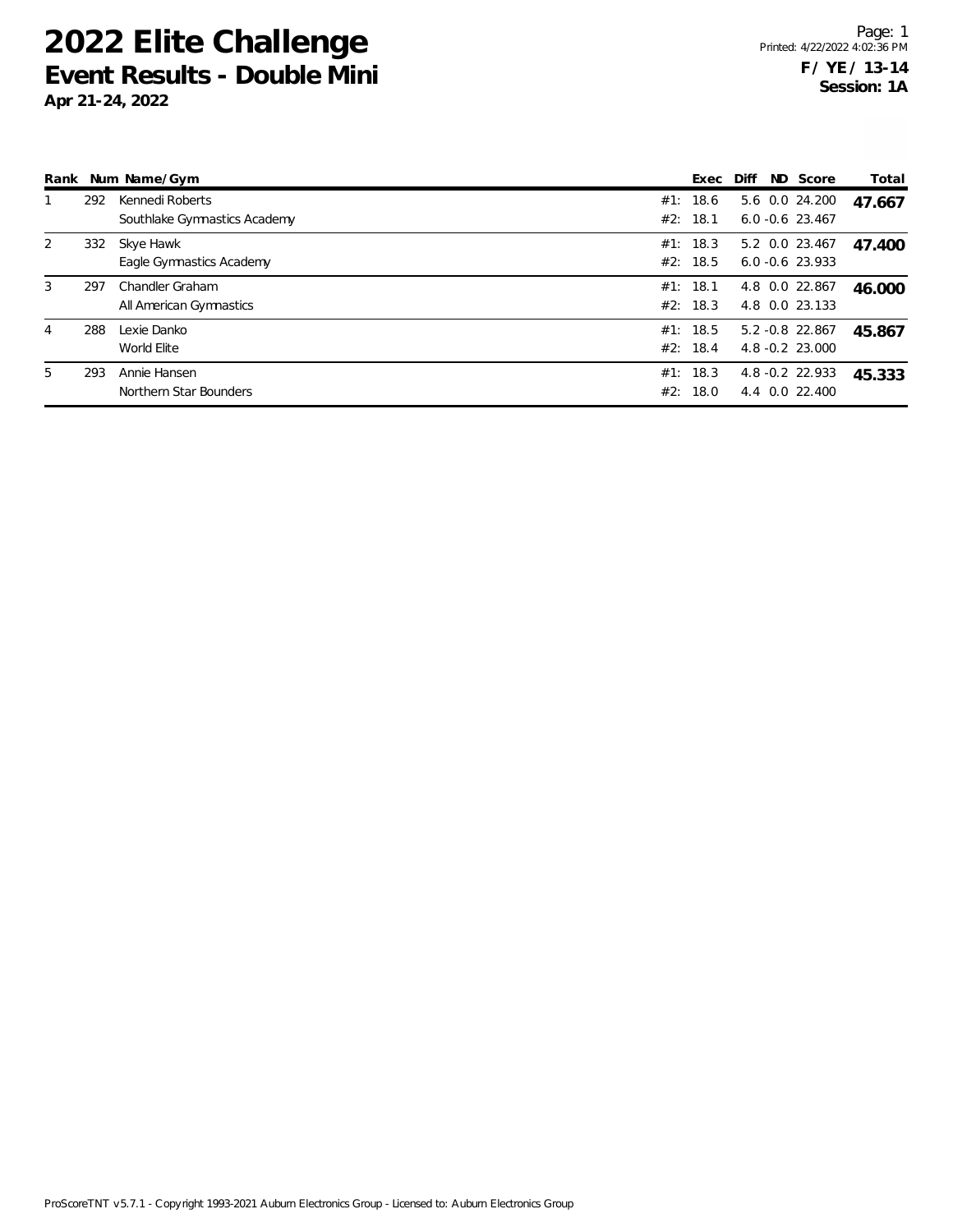# 2022 Elite Challenge

## Event Results - Double Mini

**Apr 21-24, 2022**

Printed: 4/22/2022 4:02:36 PM

**F / YE / 13-14**
**Session: 1A**

| Rank | Num | Name/Gym | | Exec | Diff | ND | Score | Total |
|---|---|---|---|---|---|---|---|---|
| 1 | 292 | Kennedi Roberts | #1: | 18.6 | 5.6 | 0.0 | 24.200 | **47.667** |
| | | Southlake Gymnastics Academy | #2: | 18.1 | 6.0 | -0.6 | 23.467 | |
| 2 | 332 | Skye Hawk | #1: | 18.3 | 5.2 | 0.0 | 23.467 | **47.400** |
| | | Eagle Gymnastics Academy | #2: | 18.5 | 6.0 | -0.6 | 23.933 | |
| 3 | 297 | Chandler Graham | #1: | 18.1 | 4.8 | 0.0 | 22.867 | **46.000** |
| | | All American Gymnastics | #2: | 18.3 | 4.8 | 0.0 | 23.133 | |
| 4 | 288 | Lexie Danko | #1: | 18.5 | 5.2 | -0.8 | 22.867 | **45.867** |
| | | World Elite | #2: | 18.4 | 4.8 | -0.2 | 23.000 | |
| 5 | 293 | Annie Hansen | #1: | 18.3 | 4.8 | -0.2 | 22.933 | **45.333** |
| | | Northern Star Bounders | #2: | 18.0 | 4.4 | 0.0 | 22.400 | |

ProScoreTNT v5.7.1 - Copyright 1993-2021 Auburn Electronics Group - Licensed to: Auburn Electronics Group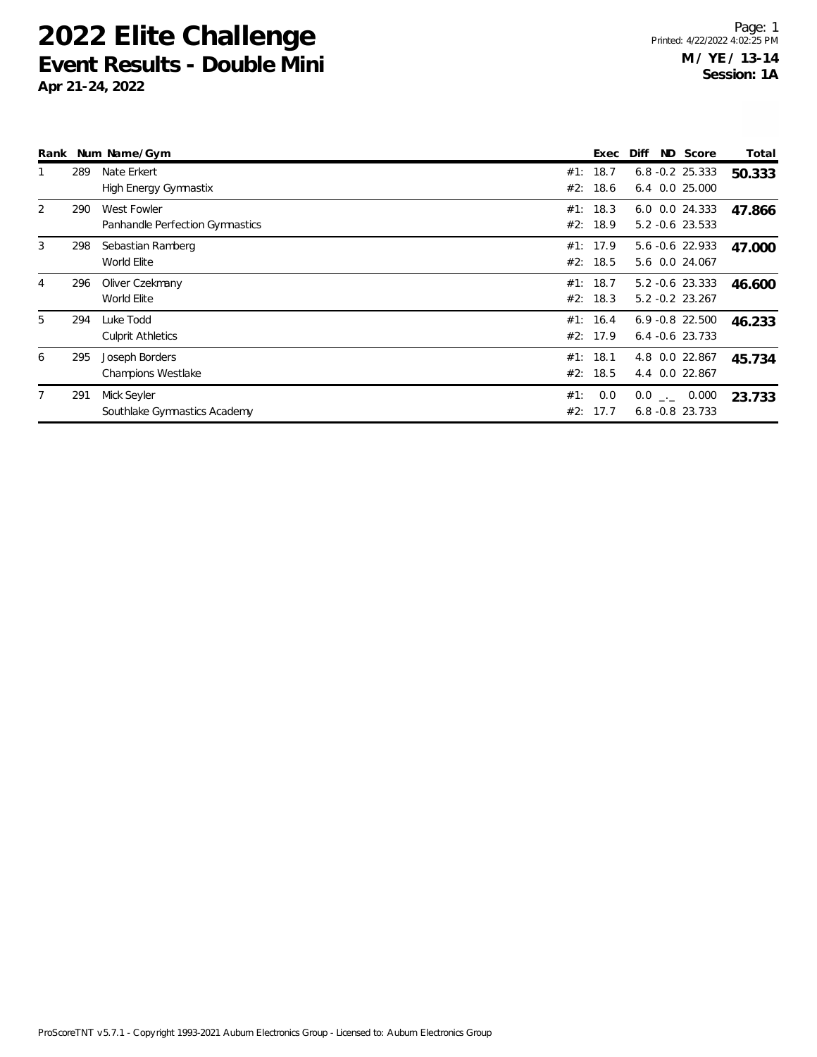# 2022 Elite Challenge

## Event Results - Double Mini

**Apr 21-24, 2022**

Printed: 4/22/2022 4:02:25 PM

**M / YE / 13-14**
**Session: 1A**

| Rank | Num | Name/Gym | | Exec | Diff | ND | Score | Total |
|---|---|---|---|---|---|---|---|---|
| 1 | 289 | Nate Erkert | #1: | 18.7 | 6.8 | -0.2 | 25.333 | **50.333** |
| | | High Energy Gymnastix | #2: | 18.6 | 6.4 | 0.0 | 25.000 | |
| 2 | 290 | West Fowler | #1: | 18.3 | 6.0 | 0.0 | 24.333 | **47.866** |
| | | Panhandle Perfection Gymnastics | #2: | 18.9 | 5.2 | -0.6 | 23.533 | |
| 3 | 298 | Sebastian Ramberg | #1: | 17.9 | 5.6 | -0.6 | 22.933 | **47.000** |
| | | World Elite | #2: | 18.5 | 5.6 | 0.0 | 24.067 | |
| 4 | 296 | Oliver Czekmany | #1: | 18.7 | 5.2 | -0.6 | 23.333 | **46.600** |
| | | World Elite | #2: | 18.3 | 5.2 | -0.2 | 23.267 | |
| 5 | 294 | Luke Todd | #1: | 16.4 | 6.9 | -0.8 | 22.500 | **46.233** |
| | | Culprit Athletics | #2: | 17.9 | 6.4 | -0.6 | 23.733 | |
| 6 | 295 | Joseph Borders | #1: | 18.1 | 4.8 | 0.0 | 22.867 | **45.734** |
| | | Champions Westlake | #2: | 18.5 | 4.4 | 0.0 | 22.867 | |
| 7 | 291 | Mick Seyler | #1: | 0.0 | 0.0 | _._ | 0.000 | **23.733** |
| | | Southlake Gymnastics Academy | #2: | 17.7 | 6.8 | -0.8 | 23.733 | |

ProScoreTNT v5.7.1 - Copyright 1993-2021 Auburn Electronics Group - Licensed to: Auburn Electronics Group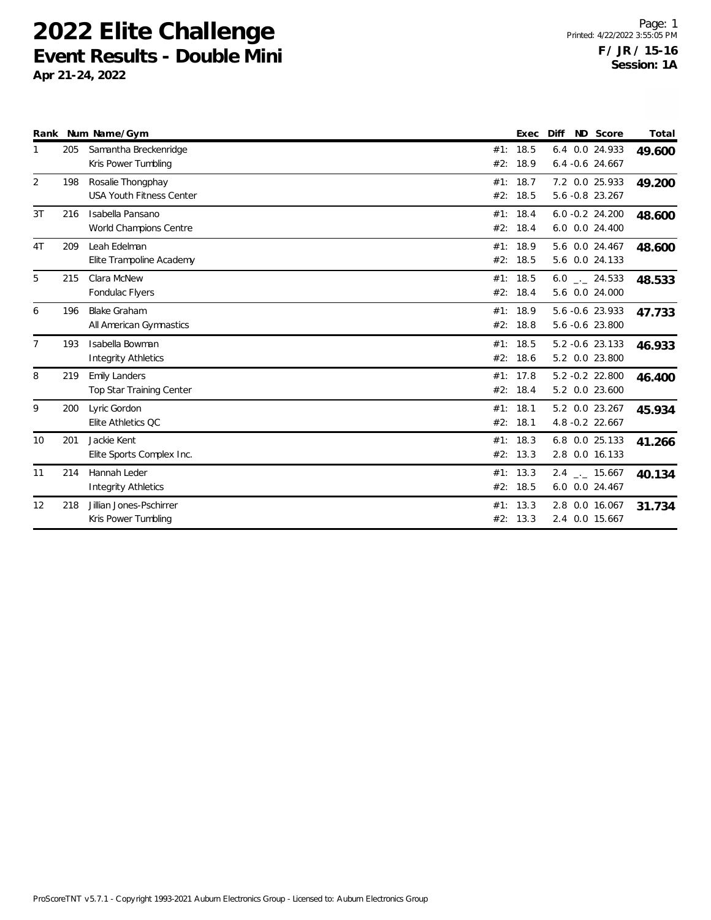# 2022 Elite Challenge

## Event Results - Double Mini

**Apr 21-24, 2022**

**F / JR / 15-16**
**Session: 1A**

| Rank | Num | Name/Gym | | Exec | Diff | ND | Score | Total |
|---|---|---|---|---|---|---|---|---|
| 1 | 205 | Samantha Breckenridge | #1: | 18.5 | 6.4 | 0.0 | 24.933 | **49.600** |
| | | Kris Power Tumbling | #2: | 18.9 | 6.4 | -0.6 | 24.667 | |
| 2 | 198 | Rosalie Thongphay | #1: | 18.7 | 7.2 | 0.0 | 25.933 | **49.200** |
| | | USA Youth Fitness Center | #2: | 18.5 | 5.6 | -0.8 | 23.267 | |
| 3T | 216 | Isabella Pansano | #1: | 18.4 | 6.0 | -0.2 | 24.200 | **48.600** |
| | | World Champions Centre | #2: | 18.4 | 6.0 | 0.0 | 24.400 | |
| 4T | 209 | Leah Edelman | #1: | 18.9 | 5.6 | 0.0 | 24.467 | **48.600** |
| | | Elite Trampoline Academy | #2: | 18.5 | 5.6 | 0.0 | 24.133 | |
| 5 | 215 | Clara McNew | #1: | 18.5 | 6.0 | _._ | 24.533 | **48.533** |
| | | Fondulac Flyers | #2: | 18.4 | 5.6 | 0.0 | 24.000 | |
| 6 | 196 | Blake Graham | #1: | 18.9 | 5.6 | -0.6 | 23.933 | **47.733** |
| | | All American Gymnastics | #2: | 18.8 | 5.6 | -0.6 | 23.800 | |
| 7 | 193 | Isabella Bowman | #1: | 18.5 | 5.2 | -0.6 | 23.133 | **46.933** |
| | | Integrity Athletics | #2: | 18.6 | 5.2 | 0.0 | 23.800 | |
| 8 | 219 | Emily Landers | #1: | 17.8 | 5.2 | -0.2 | 22.800 | **46.400** |
| | | Top Star Training Center | #2: | 18.4 | 5.2 | 0.0 | 23.600 | |
| 9 | 200 | Lyric Gordon | #1: | 18.1 | 5.2 | 0.0 | 23.267 | **45.934** |
| | | Elite Athletics QC | #2: | 18.1 | 4.8 | -0.2 | 22.667 | |
| 10 | 201 | Jackie Kent | #1: | 18.3 | 6.8 | 0.0 | 25.133 | **41.266** |
| | | Elite Sports Complex Inc. | #2: | 13.3 | 2.8 | 0.0 | 16.133 | |
| 11 | 214 | Hannah Leder | #1: | 13.3 | 2.4 | _._ | 15.667 | **40.134** |
| | | Integrity Athletics | #2: | 18.5 | 6.0 | 0.0 | 24.467 | |
| 12 | 218 | Jillian Jones-Pschirrer | #1: | 13.3 | 2.8 | 0.0 | 16.067 | **31.734** |
| | | Kris Power Tumbling | #2: | 13.3 | 2.4 | 0.0 | 15.667 | |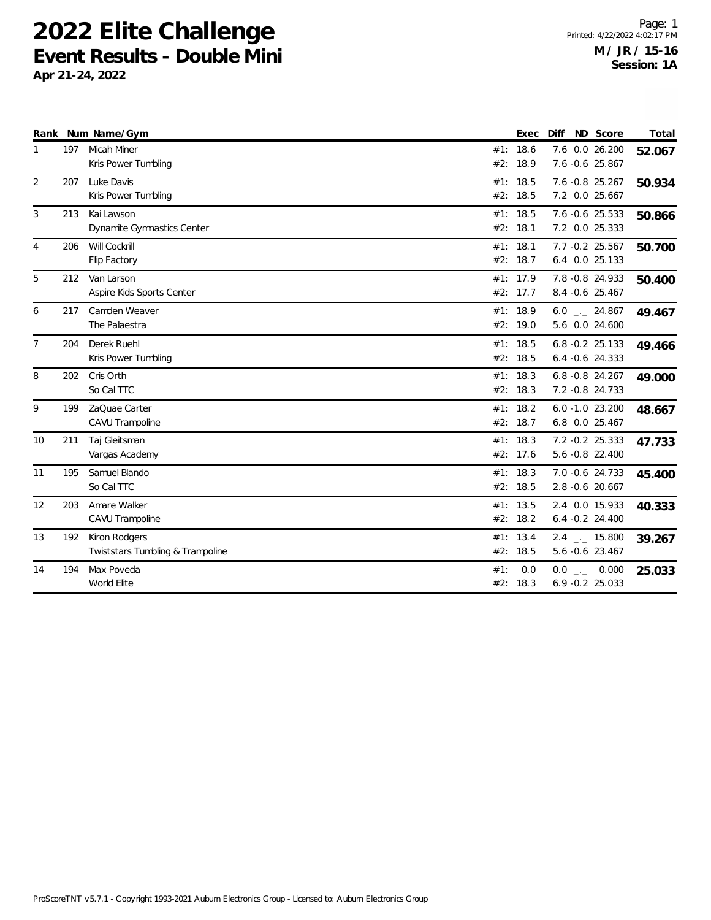# 2022 Elite Challenge

## Event Results - Double Mini

**Apr 21-24, 2022**

Printed: 4/22/2022 4:02:17 PM

**M / JR / 15-16**
**Session: 1A**

| Rank | Num | Name/Gym | | Exec | Diff | ND | Score | Total |
|---|---|---|---|---|---|---|---|---|
| 1 | 197 | Micah Miner | #1: | 18.6 | 7.6 | 0.0 | 26.200 | **52.067** |
| | | Kris Power Tumbling | #2: | 18.9 | 7.6 | -0.6 | 25.867 | |
| 2 | 207 | Luke Davis | #1: | 18.5 | 7.6 | -0.8 | 25.267 | **50.934** |
| | | Kris Power Tumbling | #2: | 18.5 | 7.2 | 0.0 | 25.667 | |
| 3 | 213 | Kai Lawson | #1: | 18.5 | 7.6 | -0.6 | 25.533 | **50.866** |
| | | Dynamite Gymnastics Center | #2: | 18.1 | 7.2 | 0.0 | 25.333 | |
| 4 | 206 | Will Cockrill | #1: | 18.1 | 7.7 | -0.2 | 25.567 | **50.700** |
| | | Flip Factory | #2: | 18.7 | 6.4 | 0.0 | 25.133 | |
| 5 | 212 | Van Larson | #1: | 17.9 | 7.8 | -0.8 | 24.933 | **50.400** |
| | | Aspire Kids Sports Center | #2: | 17.7 | 8.4 | -0.6 | 25.467 | |
| 6 | 217 | Camden Weaver | #1: | 18.9 | 6.0 | _._ | 24.867 | **49.467** |
| | | The Palaestra | #2: | 19.0 | 5.6 | 0.0 | 24.600 | |
| 7 | 204 | Derek Ruehl | #1: | 18.5 | 6.8 | -0.2 | 25.133 | **49.466** |
| | | Kris Power Tumbling | #2: | 18.5 | 6.4 | -0.6 | 24.333 | |
| 8 | 202 | Cris Orth | #1: | 18.3 | 6.8 | -0.8 | 24.267 | **49.000** |
| | | So Cal TTC | #2: | 18.3 | 7.2 | -0.8 | 24.733 | |
| 9 | 199 | ZaQuae Carter | #1: | 18.2 | 6.0 | -1.0 | 23.200 | **48.667** |
| | | CAVU Trampoline | #2: | 18.7 | 6.8 | 0.0 | 25.467 | |
| 10 | 211 | Taj Gleitsman | #1: | 18.3 | 7.2 | -0.2 | 25.333 | **47.733** |
| | | Vargas Academy | #2: | 17.6 | 5.6 | -0.8 | 22.400 | |
| 11 | 195 | Samuel Blando | #1: | 18.3 | 7.0 | -0.6 | 24.733 | **45.400** |
| | | So Cal TTC | #2: | 18.5 | 2.8 | -0.6 | 20.667 | |
| 12 | 203 | Amare Walker | #1: | 13.5 | 2.4 | 0.0 | 15.933 | **40.333** |
| | | CAVU Trampoline | #2: | 18.2 | 6.4 | -0.2 | 24.400 | |
| 13 | 192 | Kiron Rodgers | #1: | 13.4 | 2.4 | _._ | 15.800 | **39.267** |
| | | Twiststars Tumbling & Trampoline | #2: | 18.5 | 5.6 | -0.6 | 23.467 | |
| 14 | 194 | Max Poveda | #1: | 0.0 | 0.0 | _._ | 0.000 | **25.033** |
| | | World Elite | #2: | 18.3 | 6.9 | -0.2 | 25.033 | |

ProScoreTNT v5.7.1 - Copyright 1993-2021 Auburn Electronics Group - Licensed to: Auburn Electronics Group